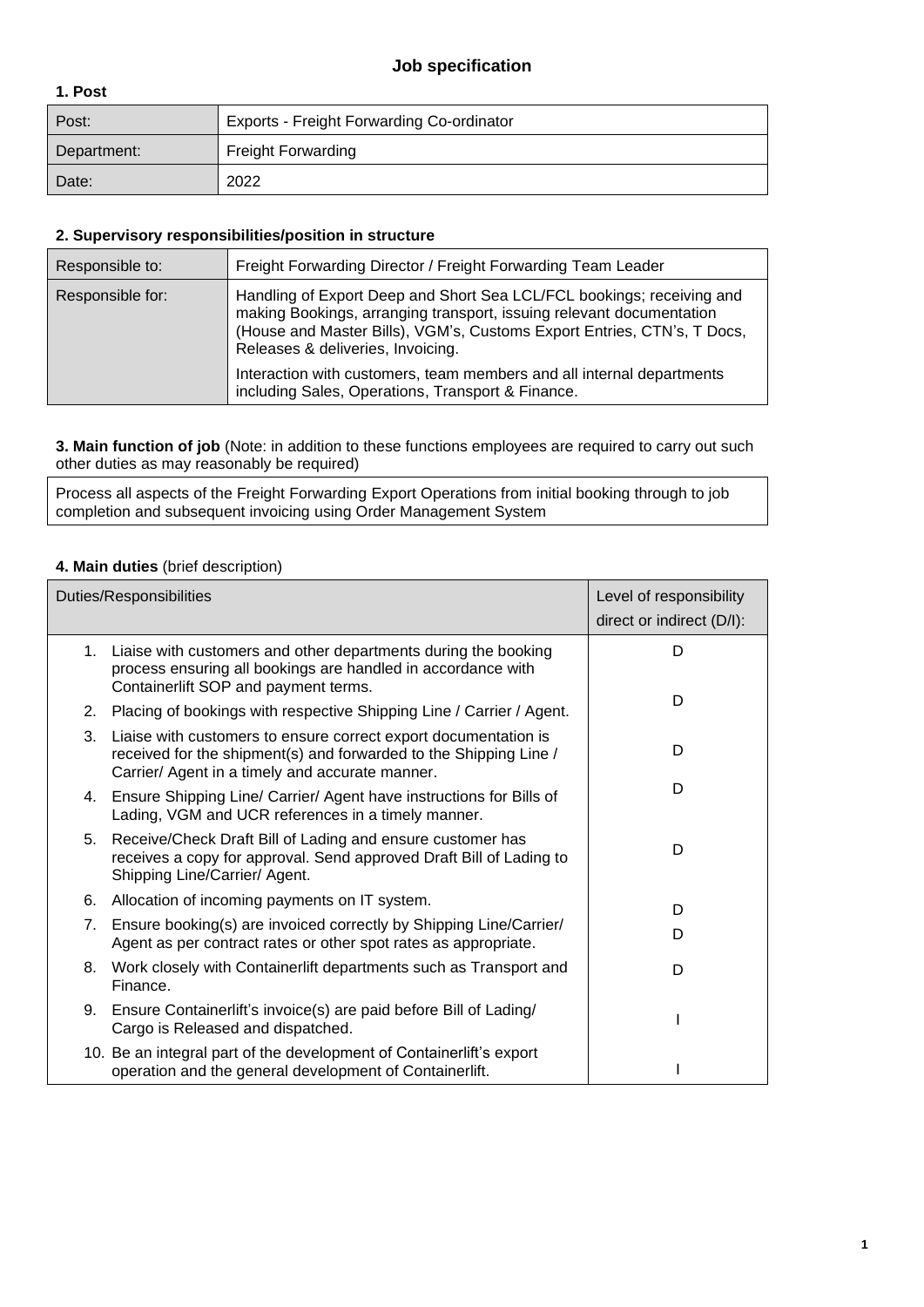# Job specification

### 1. Post

| Post: | Exports - Freight Forwarding Co-ordinator |
|---|---|
| Department: | Freight Forwarding |
| Date: | 2022 |

### 2. Supervisory responsibilities/position in structure

| Responsible to: | Freight Forwarding Director / Freight Forwarding Team Leader |
|---|---|
| Responsible for: | Handling of Export Deep and Short Sea LCL/FCL bookings; receiving and making Bookings, arranging transport, issuing relevant documentation (House and Master Bills), VGM's, Customs Export Entries, CTN's, T Docs, Releases & deliveries, Invoicing.<br><br>Interaction with customers, team members and all internal departments including Sales, Operations, Transport & Finance. |

**3. Main function of job** (Note: in addition to these functions employees are required to carry out such other duties as may reasonably be required)

| Process all aspects of the Freight Forwarding Export Operations from initial booking through to job completion and subsequent invoicing using Order Management System |
|---|

**4. Main duties** (brief description)

| Duties/Responsibilities | Level of responsibility direct or indirect (D/I): |
|---|---|
| 1. Liaise with customers and other departments during the booking process ensuring all bookings are handled in accordance with Containerlift SOP and payment terms. | D |
| 2. Placing of bookings with respective Shipping Line / Carrier / Agent. | D |
| 3. Liaise with customers to ensure correct export documentation is received for the shipment(s) and forwarded to the Shipping Line / Carrier/ Agent in a timely and accurate manner. | D |
| 4. Ensure Shipping Line/ Carrier/ Agent have instructions for Bills of Lading, VGM and UCR references in a timely manner. | D |
| 5. Receive/Check Draft Bill of Lading and ensure customer has receives a copy for approval. Send approved Draft Bill of Lading to Shipping Line/Carrier/ Agent. | D |
| 6. Allocation of incoming payments on IT system. | D |
| 7. Ensure booking(s) are invoiced correctly by Shipping Line/Carrier/ Agent as per contract rates or other spot rates as appropriate. | D |
| 8. Work closely with Containerlift departments such as Transport and Finance. | D |
| 9. Ensure Containerlift's invoice(s) are paid before Bill of Lading/ Cargo is Released and dispatched. | I |
| 10. Be an integral part of the development of Containerlift's export operation and the general development of Containerlift. | I |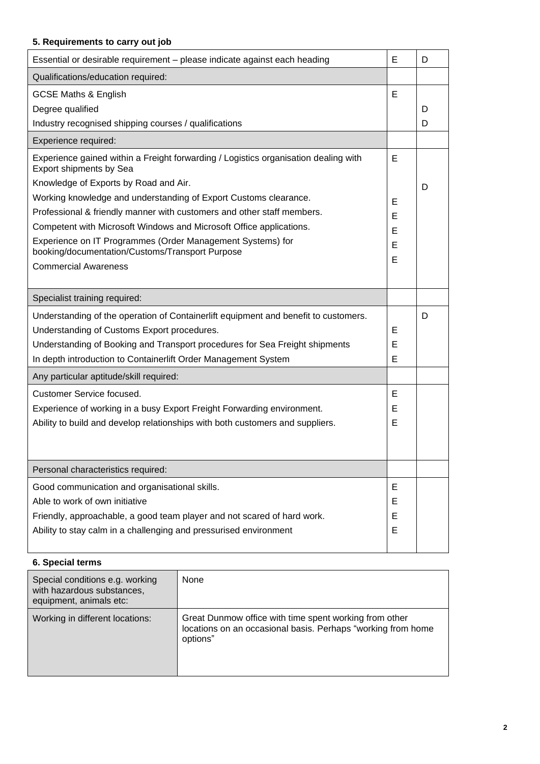### 5. Requirements to carry out job

| Essential or desirable requirement – please indicate against each heading | E | D |
|---|---|---|
| **Qualifications/education required:** | | |
| GCSE Maths & English | E | |
| Degree qualified | | D |
| Industry recognised shipping courses / qualifications | | D |
| **Experience required:** | | |
| Experience gained within a Freight forwarding / Logistics organisation dealing with Export shipments by Sea | E | |
| Knowledge of Exports by Road and Air. | | D |
| Working knowledge and understanding of Export Customs clearance. | E | |
| Professional & friendly manner with customers and other staff members. | E | |
| Competent with Microsoft Windows and Microsoft Office applications. | E | |
| Experience on IT Programmes (Order Management Systems) for booking/documentation/Customs/Transport Purpose | E | |
| Commercial Awareness | E | |
| **Specialist training required:** | | |
| Understanding of the operation of Containerlift equipment and benefit to customers. | | D |
| Understanding of Customs Export procedures. | E | |
| Understanding of Booking and Transport procedures for Sea Freight shipments | E | |
| In depth introduction to Containerlift Order Management System | E | |
| **Any particular aptitude/skill required:** | | |
| Customer Service focused. | E | |
| Experience of working in a busy Export Freight Forwarding environment. | E | |
| Ability to build and develop relationships with both customers and suppliers. | E | |
| **Personal characteristics required:** | | |
| Good communication and organisational skills. | E | |
| Able to work of own initiative | E | |
| Friendly, approachable, a good team player and not scared of hard work. | E | |
| Ability to stay calm in a challenging and pressurised environment | E | |

### 6. Special terms

| | |
|---|---|
| Special conditions e.g. working with hazardous substances, equipment, animals etc: | None |
| Working in different locations: | Great Dunmow office with time spent working from other locations on an occasional basis. Perhaps "working from home options" |